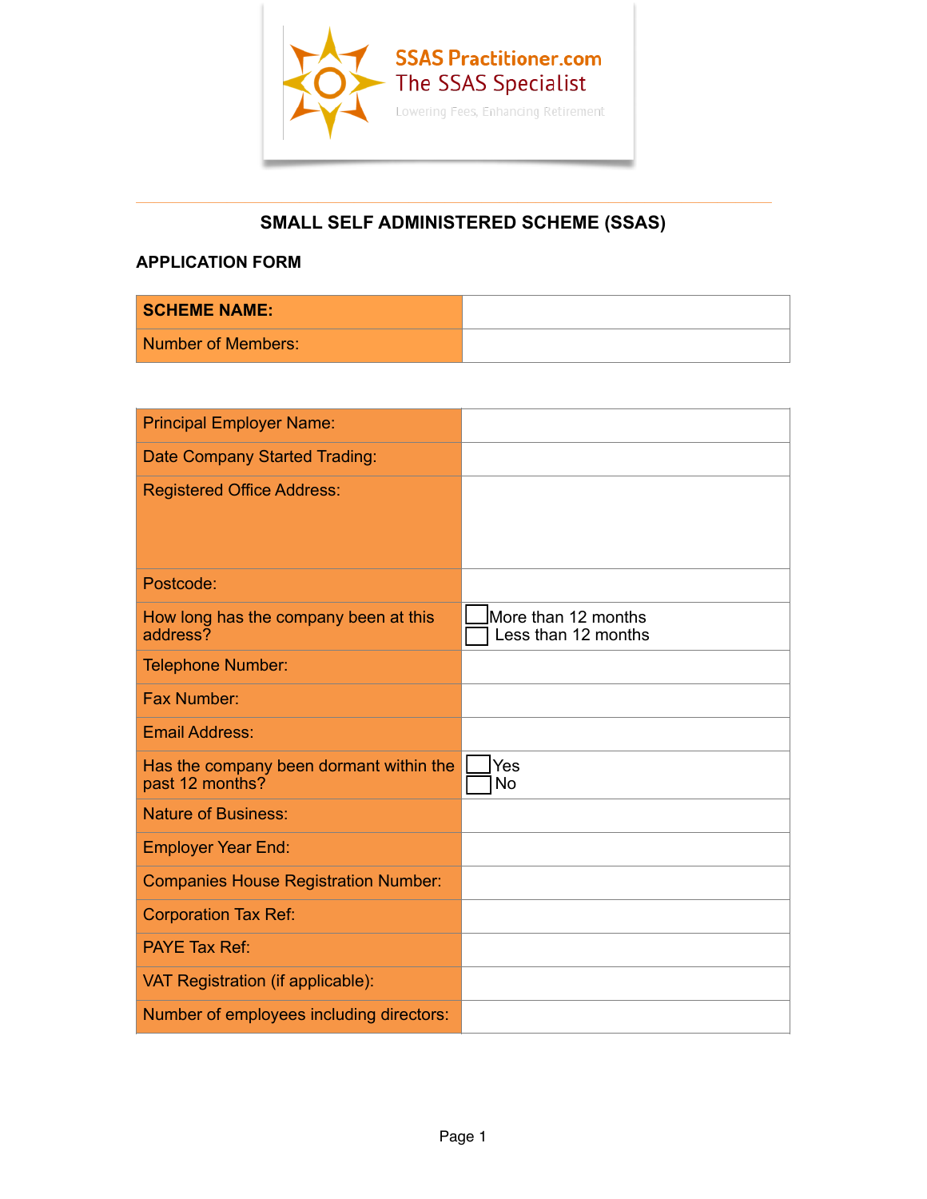SSAS Practitioner.com
The SSAS Specialist
Lowering Fees, Enhancing Retirement

# SMALL SELF ADMINISTERED SCHEME (SSAS)

## APPLICATION FORM

| **SCHEME NAME:** | |
|---|---|
| Number of Members: | |

| Principal Employer Name: | |
|---|---|
| Date Company Started Trading: | |
| Registered Office Address: | |
| Postcode: | |
| How long has the company been at this address? | ☐ More than 12 months ☐ Less than 12 months |
| Telephone Number: | |
| Fax Number: | |
| Email Address: | |
| Has the company been dormant within the past 12 months? | ☐ Yes ☐ No |
| Nature of Business: | |
| Employer Year End: | |
| Companies House Registration Number: | |
| Corporation Tax Ref: | |
| PAYE Tax Ref: | |
| VAT Registration (if applicable): | |
| Number of employees including directors: | |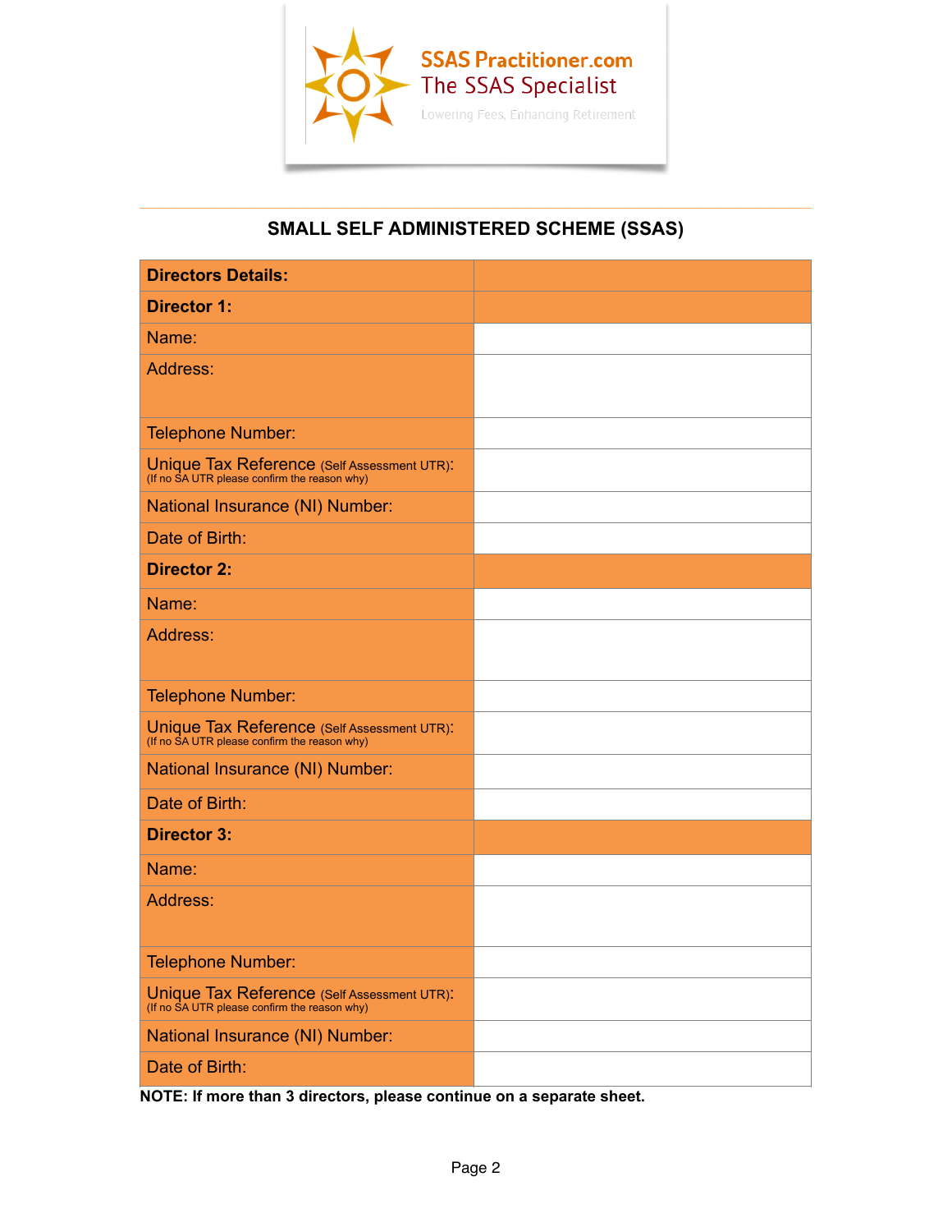SSAS Practitioner.com
The SSAS Specialist
Lowering Fees, Enhancing Retirement

## SMALL SELF ADMINISTERED SCHEME (SSAS)

| **Directors Details:** | |
|---|---|
| **Director 1:** | |
| Name: | |
| Address: | |
| Telephone Number: | |
| Unique Tax Reference (Self Assessment UTR): (If no SA UTR please confirm the reason why) | |
| National Insurance (NI) Number: | |
| Date of Birth: | |
| **Director 2:** | |
| Name: | |
| Address: | |
| Telephone Number: | |
| Unique Tax Reference (Self Assessment UTR): (If no SA UTR please confirm the reason why) | |
| National Insurance (NI) Number: | |
| Date of Birth: | |
| **Director 3:** | |
| Name: | |
| Address: | |
| Telephone Number: | |
| Unique Tax Reference (Self Assessment UTR): (If no SA UTR please confirm the reason why) | |
| National Insurance (NI) Number: | |
| Date of Birth: | |

**NOTE: If more than 3 directors, please continue on a separate sheet.**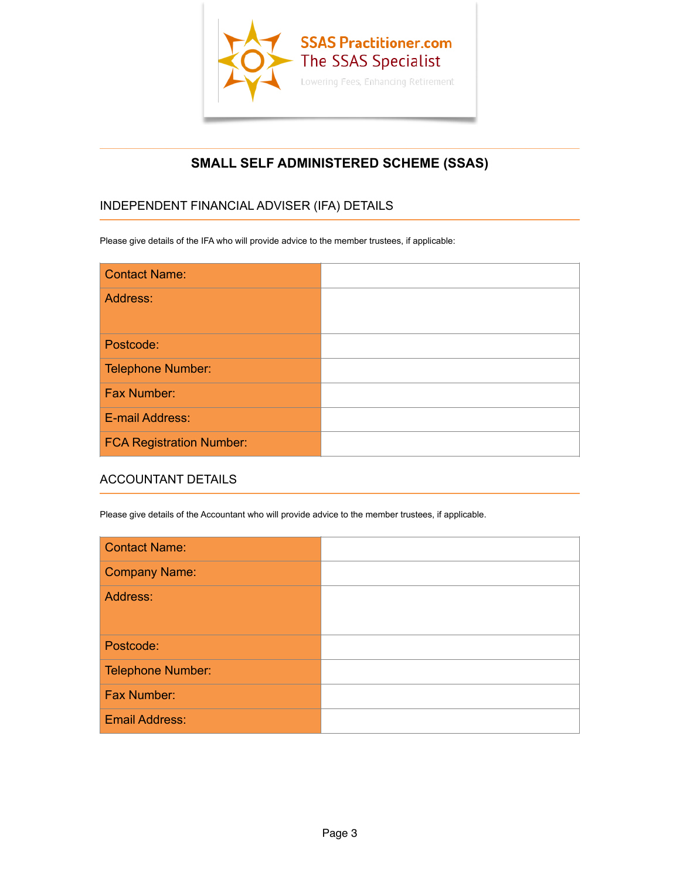SSAS Practitioner.com
The SSAS Specialist
Lowering Fees, Enhancing Retirement

# SMALL SELF ADMINISTERED SCHEME (SSAS)

## INDEPENDENT FINANCIAL ADVISER (IFA) DETAILS

Please give details of the IFA who will provide advice to the member trustees, if applicable:

| | |
|---|---|
| Contact Name: | |
| Address: | |
| Postcode: | |
| Telephone Number: | |
| Fax Number: | |
| E-mail Address: | |
| FCA Registration Number: | |

## ACCOUNTANT DETAILS

Please give details of the Accountant who will provide advice to the member trustees, if applicable.

| | |
|---|---|
| Contact Name: | |
| Company Name: | |
| Address: | |
| Postcode: | |
| Telephone Number: | |
| Fax Number: | |
| Email Address: | |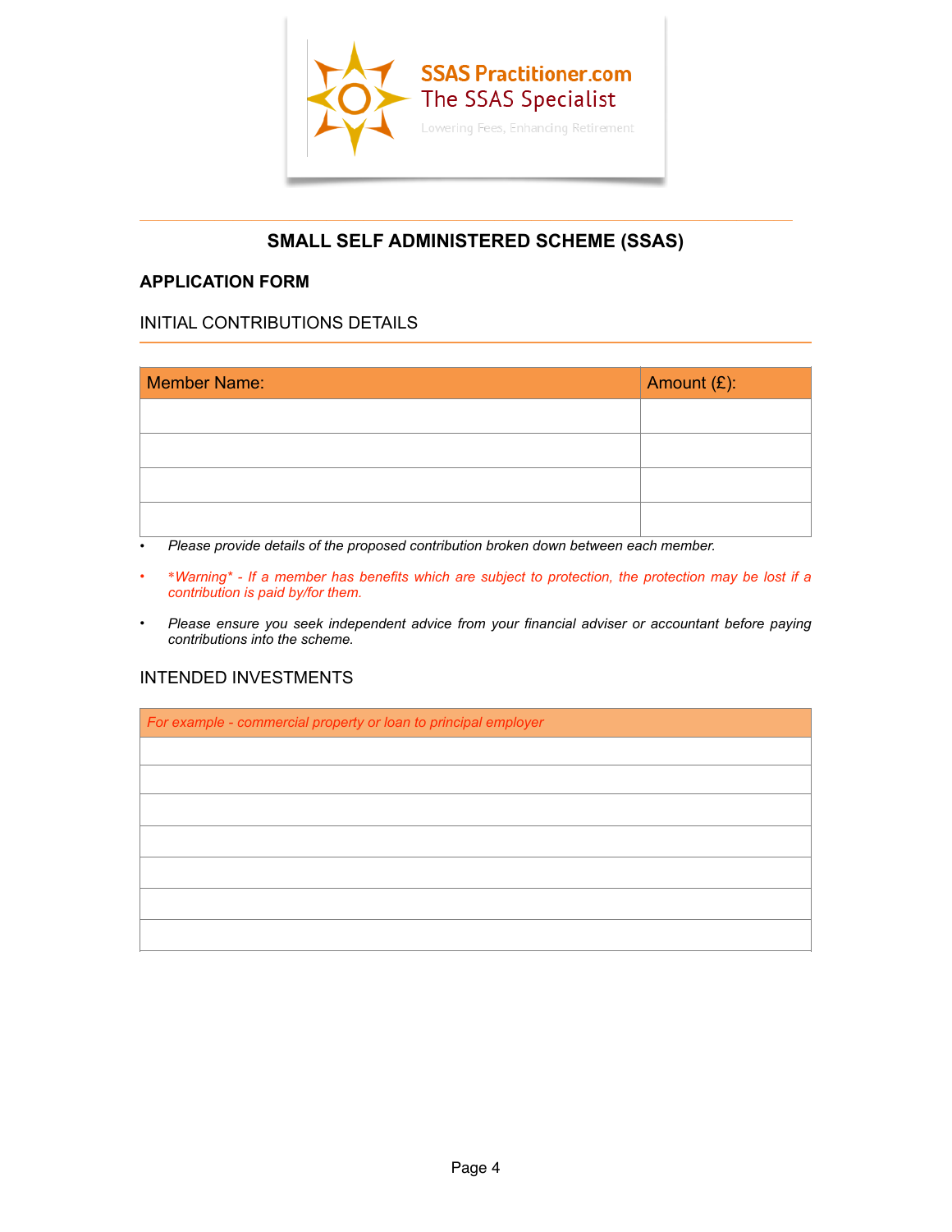SSAS Practitioner.com
The SSAS Specialist
Lowering Fees, Enhancing Retirement

# SMALL SELF ADMINISTERED SCHEME (SSAS)

## APPLICATION FORM

### INITIAL CONTRIBUTIONS DETAILS

| Member Name: | Amount (£): |
|---|---|
| | |
| | |
| | |
| | |

- *Please provide details of the proposed contribution broken down between each member.*
- *\*Warning\* - If a member has benefits which are subject to protection, the protection may be lost if a contribution is paid by/for them.*
- *Please ensure you seek independent advice from your financial adviser or accountant before paying contributions into the scheme.*

### INTENDED INVESTMENTS

| *For example - commercial property or loan to principal employer* |
|---|
| |
| |
| |
| |
| |
| |
| |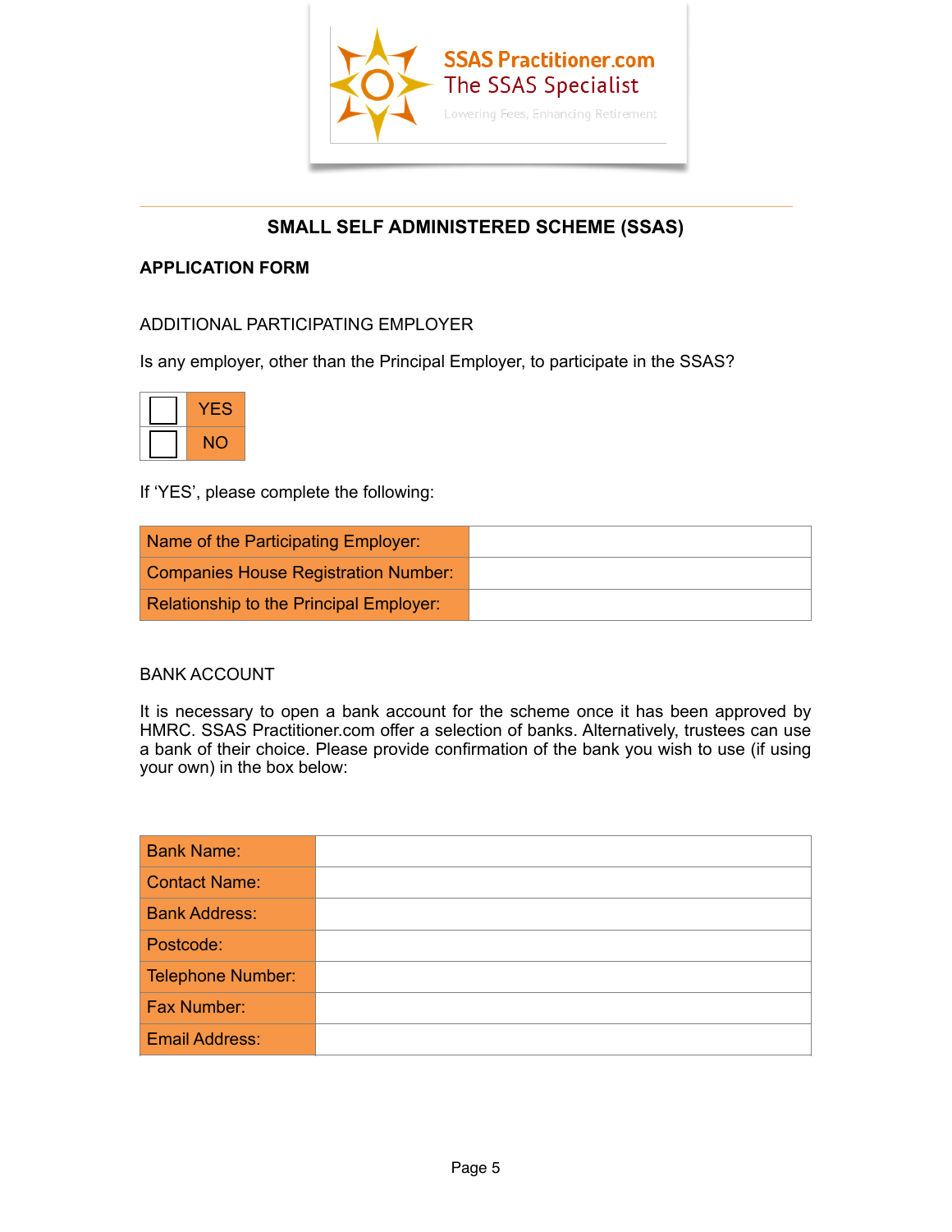SSAS Practitioner.com
The SSAS Specialist
Lowering Fees, Enhancing Retirement

## SMALL SELF ADMINISTERED SCHEME (SSAS)

### APPLICATION FORM

ADDITIONAL PARTICIPATING EMPLOYER

Is any employer, other than the Principal Employer, to participate in the SSAS?

| | |
|---|---|
| ☐ | YES |
| ☐ | NO |

If 'YES', please complete the following:

| | |
|---|---|
| Name of the Participating Employer: | |
| Companies House Registration Number: | |
| Relationship to the Principal Employer: | |

BANK ACCOUNT

It is necessary to open a bank account for the scheme once it has been approved by HMRC. SSAS Practitioner.com offer a selection of banks. Alternatively, trustees can use a bank of their choice. Please provide confirmation of the bank you wish to use (if using your own) in the box below:

| | |
|---|---|
| Bank Name: | |
| Contact Name: | |
| Bank Address: | |
| Postcode: | |
| Telephone Number: | |
| Fax Number: | |
| Email Address: | |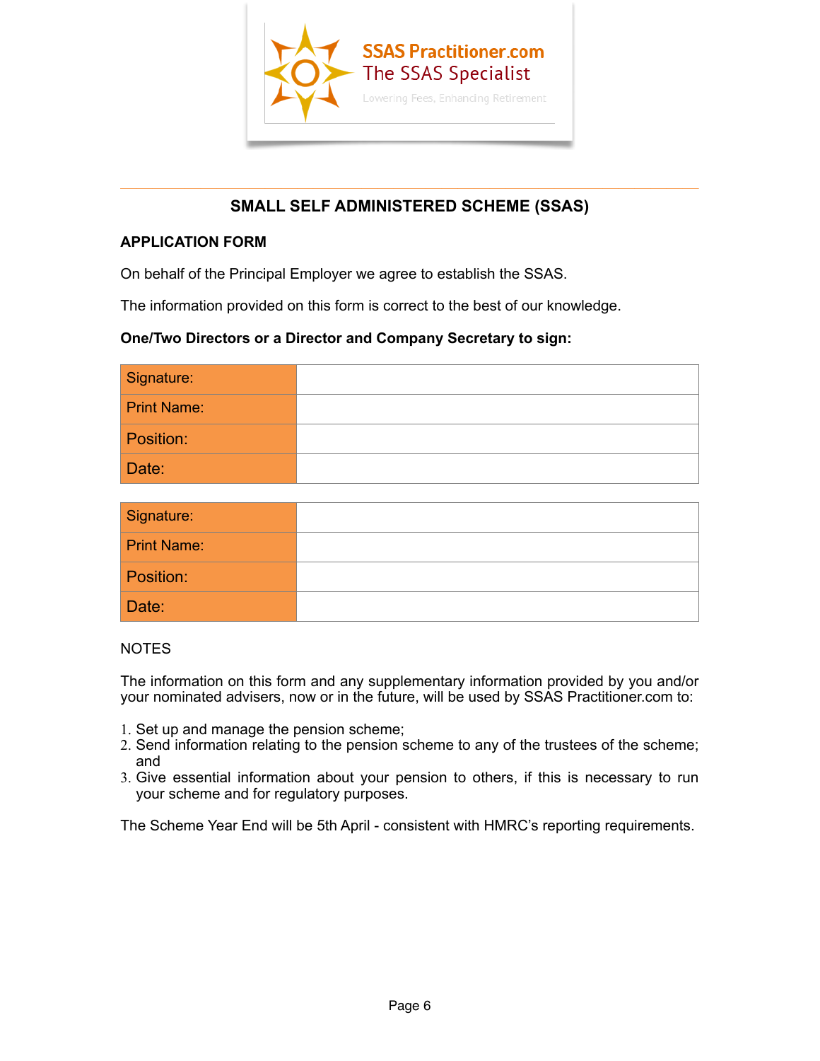SSAS Practitioner.com
The SSAS Specialist
Lowering Fees, Enhancing Retirement

## SMALL SELF ADMINISTERED SCHEME (SSAS)

**APPLICATION FORM**

On behalf of the Principal Employer we agree to establish the SSAS.

The information provided on this form is correct to the best of our knowledge.

**One/Two Directors or a Director and Company Secretary to sign:**

| Signature: | |
|---|---|
| Print Name: | |
| Position: | |
| Date: | |

| Signature: | |
|---|---|
| Print Name: | |
| Position: | |
| Date: | |

NOTES

The information on this form and any supplementary information provided by you and/or your nominated advisers, now or in the future, will be used by SSAS Practitioner.com to:

1. Set up and manage the pension scheme;
2. Send information relating to the pension scheme to any of the trustees of the scheme; and
3. Give essential information about your pension to others, if this is necessary to run your scheme and for regulatory purposes.

The Scheme Year End will be 5th April - consistent with HMRC's reporting requirements.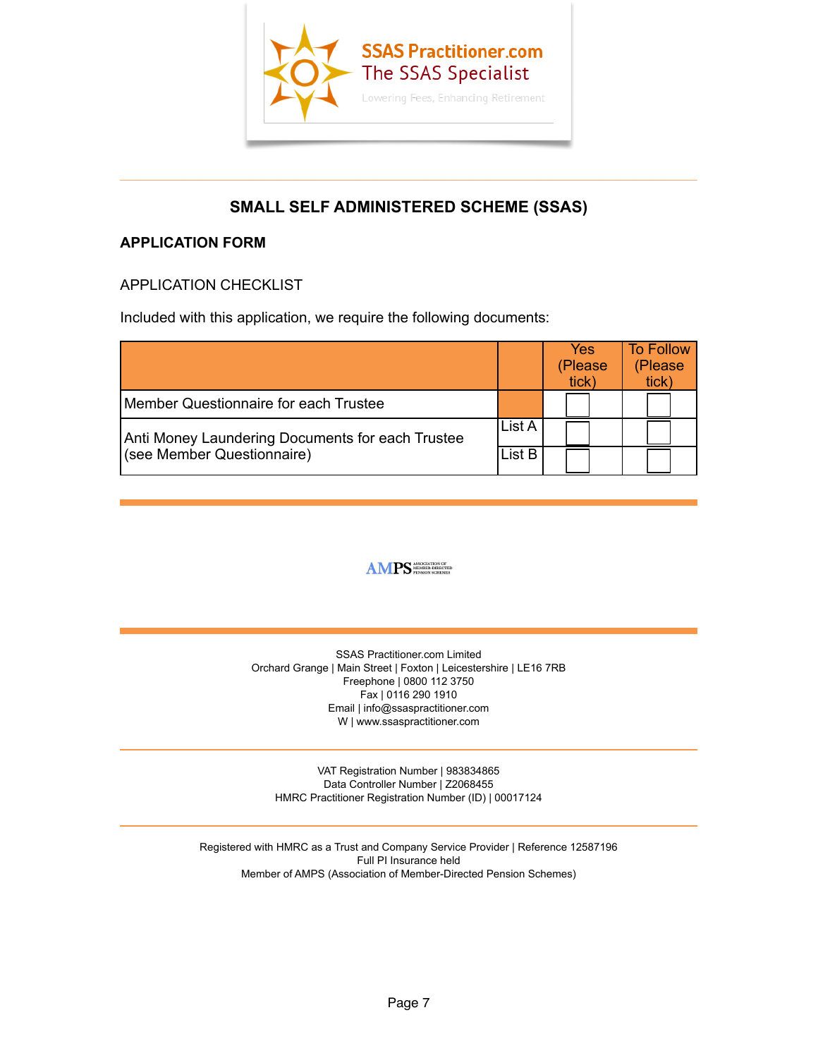SSAS Practitioner.com
The SSAS Specialist
Lowering Fees, Enhancing Retirement

# SMALL SELF ADMINISTERED SCHEME (SSAS)

## APPLICATION FORM

APPLICATION CHECKLIST

Included with this application, we require the following documents:

| | | Yes (Please tick) | To Follow (Please tick) |
|---|---|---|---|
| Member Questionnaire for each Trustee | | ☐ | ☐ |
| Anti Money Laundering Documents for each Trustee (see Member Questionnaire) | List A | ☐ | ☐ |
| | List B | ☐ | ☐ |

AMPS ASSOCIATION OF MEMBER-DIRECTED PENSION SCHEMES

SSAS Practitioner.com Limited
Orchard Grange | Main Street | Foxton | Leicestershire | LE16 7RB
Freephone | 0800 112 3750
Fax | 0116 290 1910
Email | info@ssaspractitioner.com
W | www.ssaspractitioner.com

VAT Registration Number | 983834865
Data Controller Number | Z2068455
HMRC Practitioner Registration Number (ID) | 00017124

Registered with HMRC as a Trust and Company Service Provider | Reference 12587196
Full PI Insurance held
Member of AMPS (Association of Member-Directed Pension Schemes)